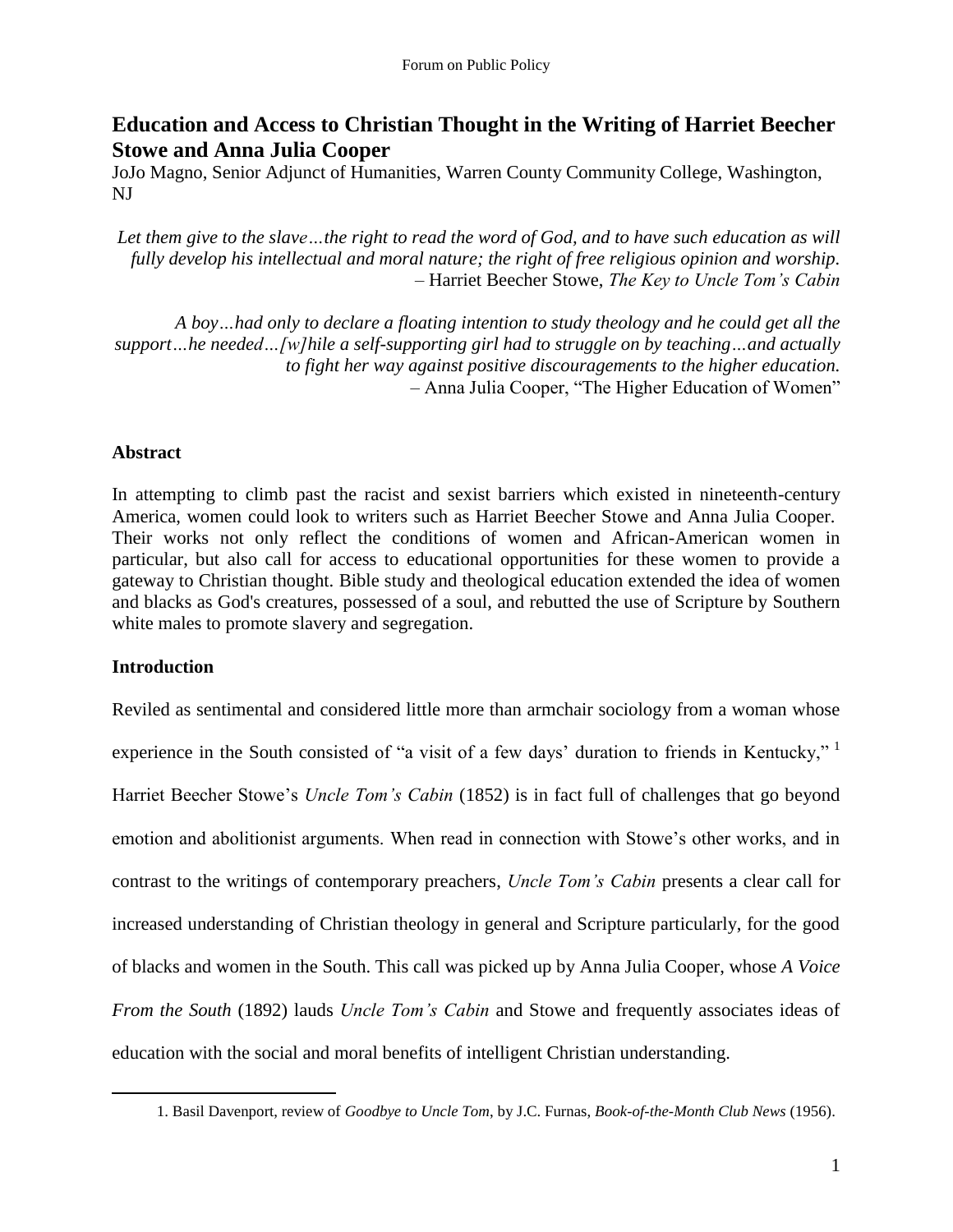# Education and Access to Christian Thought in the Writing of Harriet Beecher Stowe and Anna Julia Cooper

JoJo Magno, Senior Adjunct of Humanities, Warren County Community College, Washington, NJ

*Let them give to the slave…the right to read the word of God, and to have such education as will fully develop his intellectual and moral nature; the right of free religious opinion and worship.*
– Harriet Beecher Stowe, *The Key to Uncle Tom's Cabin*

*A boy…had only to declare a floating intention to study theology and he could get all the support…he needed…[w]hile a self-supporting girl had to struggle on by teaching…and actually to fight her way against positive discouragements to the higher education.*
– Anna Julia Cooper, "The Higher Education of Women"

## Abstract

In attempting to climb past the racist and sexist barriers which existed in nineteenth-century America, women could look to writers such as Harriet Beecher Stowe and Anna Julia Cooper. Their works not only reflect the conditions of women and African-American women in particular, but also call for access to educational opportunities for these women to provide a gateway to Christian thought. Bible study and theological education extended the idea of women and blacks as God's creatures, possessed of a soul, and rebutted the use of Scripture by Southern white males to promote slavery and segregation.

## Introduction

Reviled as sentimental and considered little more than armchair sociology from a woman whose experience in the South consisted of "a visit of a few days' duration to friends in Kentucky," [1] Harriet Beecher Stowe's *Uncle Tom's Cabin* (1852) is in fact full of challenges that go beyond emotion and abolitionist arguments. When read in connection with Stowe's other works, and in contrast to the writings of contemporary preachers, *Uncle Tom's Cabin* presents a clear call for increased understanding of Christian theology in general and Scripture particularly, for the good of blacks and women in the South. This call was picked up by Anna Julia Cooper, whose *A Voice From the South* (1892) lauds *Uncle Tom's Cabin* and Stowe and frequently associates ideas of education with the social and moral benefits of intelligent Christian understanding.

1. Basil Davenport, review of *Goodbye to Uncle Tom*, by J.C. Furnas, *Book-of-the-Month Club News* (1956).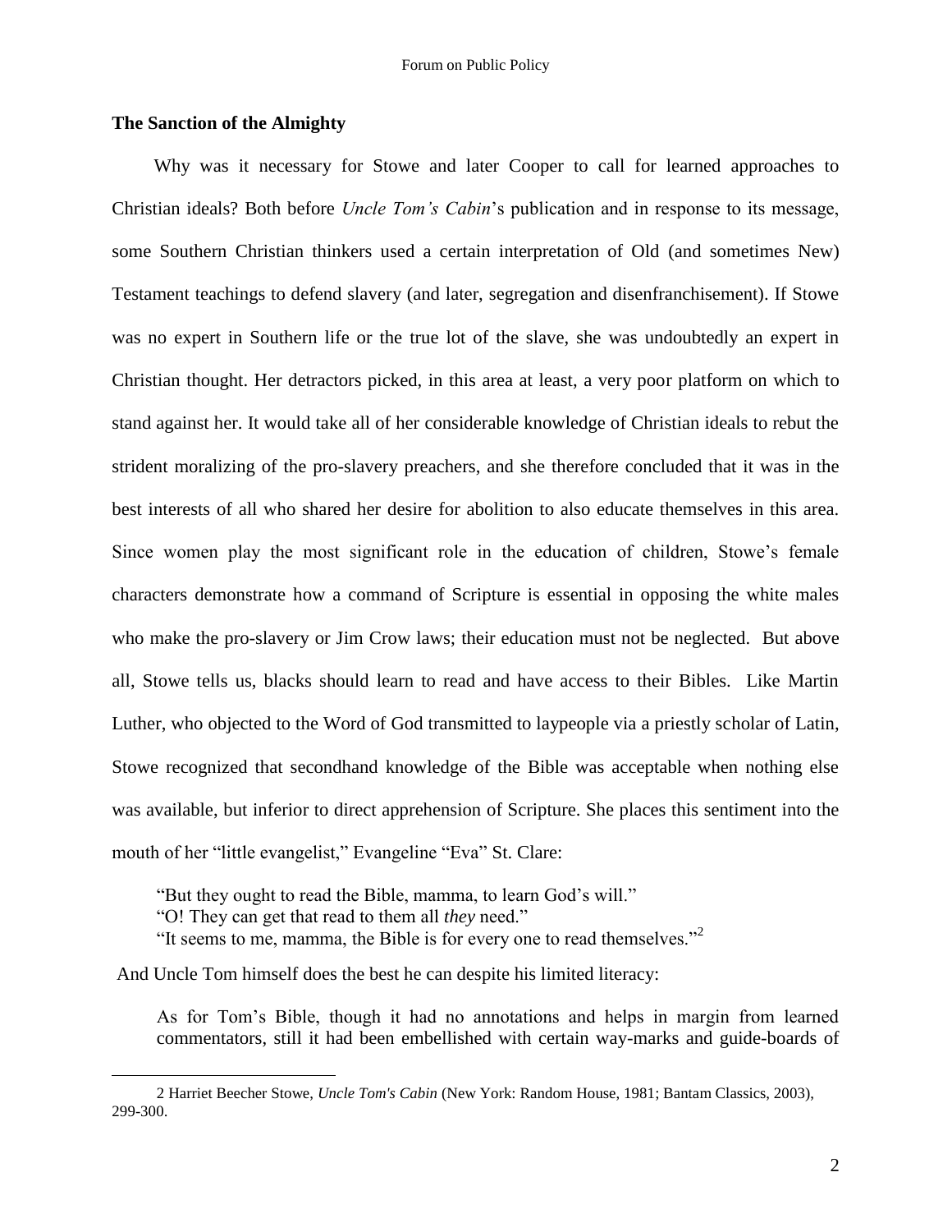## The Sanction of the Almighty

Why was it necessary for Stowe and later Cooper to call for learned approaches to Christian ideals? Both before *Uncle Tom's Cabin*'s publication and in response to its message, some Southern Christian thinkers used a certain interpretation of Old (and sometimes New) Testament teachings to defend slavery (and later, segregation and disenfranchisement). If Stowe was no expert in Southern life or the true lot of the slave, she was undoubtedly an expert in Christian thought. Her detractors picked, in this area at least, a very poor platform on which to stand against her. It would take all of her considerable knowledge of Christian ideals to rebut the strident moralizing of the pro-slavery preachers, and she therefore concluded that it was in the best interests of all who shared her desire for abolition to also educate themselves in this area. Since women play the most significant role in the education of children, Stowe's female characters demonstrate how a command of Scripture is essential in opposing the white males who make the pro-slavery or Jim Crow laws; their education must not be neglected. But above all, Stowe tells us, blacks should learn to read and have access to their Bibles. Like Martin Luther, who objected to the Word of God transmitted to laypeople via a priestly scholar of Latin, Stowe recognized that secondhand knowledge of the Bible was acceptable when nothing else was available, but inferior to direct apprehension of Scripture. She places this sentiment into the mouth of her "little evangelist," Evangeline "Eva" St. Clare:

> "But they ought to read the Bible, mamma, to learn God's will."
> "O! They can get that read to them all *they* need."
> "It seems to me, mamma, the Bible is for every one to read themselves."[2]

And Uncle Tom himself does the best he can despite his limited literacy:

> As for Tom's Bible, though it had no annotations and helps in margin from learned commentators, still it had been embellished with certain way-marks and guide-boards of

2 Harriet Beecher Stowe, *Uncle Tom's Cabin* (New York: Random House, 1981; Bantam Classics, 2003), 299-300.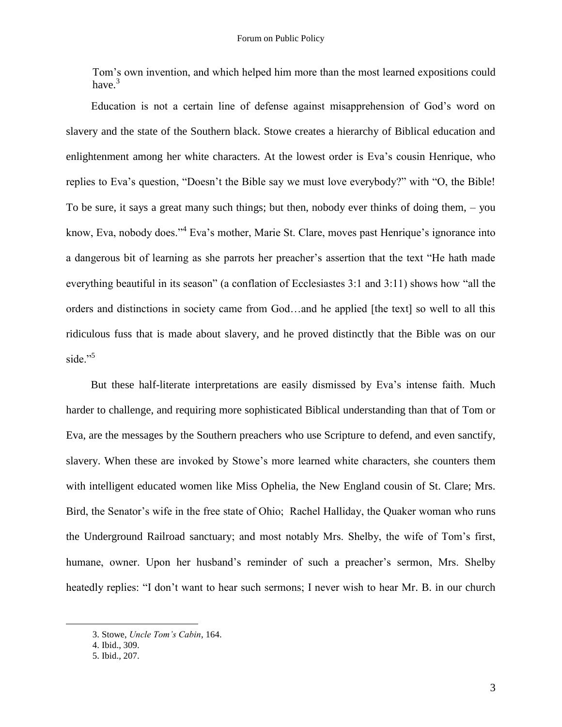Tom's own invention, and which helped him more than the most learned expositions could have.[3]

Education is not a certain line of defense against misapprehension of God's word on slavery and the state of the Southern black. Stowe creates a hierarchy of Biblical education and enlightenment among her white characters. At the lowest order is Eva's cousin Henrique, who replies to Eva's question, "Doesn't the Bible say we must love everybody?" with "O, the Bible! To be sure, it says a great many such things; but then, nobody ever thinks of doing them, – you know, Eva, nobody does."[4] Eva's mother, Marie St. Clare, moves past Henrique's ignorance into a dangerous bit of learning as she parrots her preacher's assertion that the text "He hath made everything beautiful in its season" (a conflation of Ecclesiastes 3:1 and 3:11) shows how "all the orders and distinctions in society came from God…and he applied [the text] so well to all this ridiculous fuss that is made about slavery, and he proved distinctly that the Bible was on our side."[5]

But these half-literate interpretations are easily dismissed by Eva's intense faith. Much harder to challenge, and requiring more sophisticated Biblical understanding than that of Tom or Eva, are the messages by the Southern preachers who use Scripture to defend, and even sanctify, slavery. When these are invoked by Stowe's more learned white characters, she counters them with intelligent educated women like Miss Ophelia, the New England cousin of St. Clare; Mrs. Bird, the Senator's wife in the free state of Ohio; Rachel Halliday, the Quaker woman who runs the Underground Railroad sanctuary; and most notably Mrs. Shelby, the wife of Tom's first, humane, owner. Upon her husband's reminder of such a preacher's sermon, Mrs. Shelby heatedly replies: "I don't want to hear such sermons; I never wish to hear Mr. B. in our church

---

3. Stowe, *Uncle Tom's Cabin*, 164.
4. Ibid., 309.
5. Ibid., 207.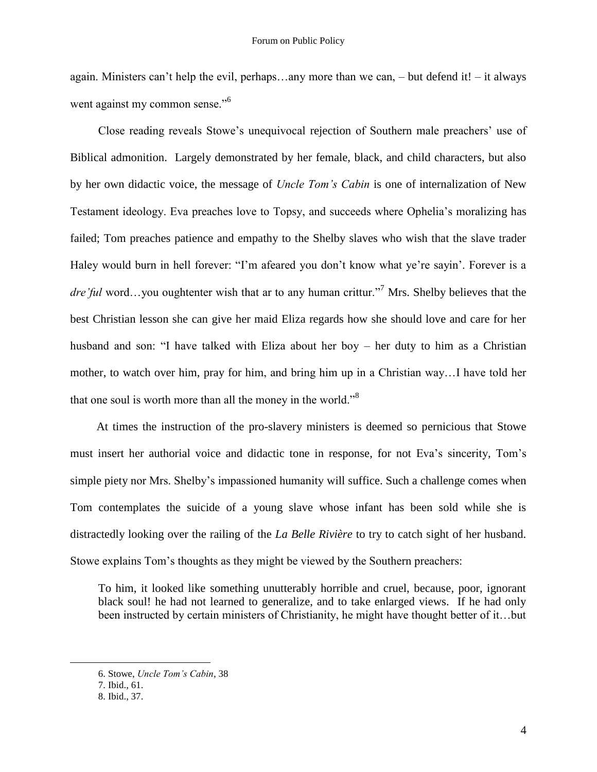again. Ministers can't help the evil, perhaps…any more than we can, – but defend it! – it always went against my common sense."[6]

Close reading reveals Stowe's unequivocal rejection of Southern male preachers' use of Biblical admonition. Largely demonstrated by her female, black, and child characters, but also by her own didactic voice, the message of *Uncle Tom's Cabin* is one of internalization of New Testament ideology. Eva preaches love to Topsy, and succeeds where Ophelia's moralizing has failed; Tom preaches patience and empathy to the Shelby slaves who wish that the slave trader Haley would burn in hell forever: "I'm afeared you don't know what ye're sayin'. Forever is a *dre'ful* word…you oughtenter wish that ar to any human crittur."[7] Mrs. Shelby believes that the best Christian lesson she can give her maid Eliza regards how she should love and care for her husband and son: "I have talked with Eliza about her boy – her duty to him as a Christian mother, to watch over him, pray for him, and bring him up in a Christian way…I have told her that one soul is worth more than all the money in the world."[8]

At times the instruction of the pro-slavery ministers is deemed so pernicious that Stowe must insert her authorial voice and didactic tone in response, for not Eva's sincerity, Tom's simple piety nor Mrs. Shelby's impassioned humanity will suffice. Such a challenge comes when Tom contemplates the suicide of a young slave whose infant has been sold while she is distractedly looking over the railing of the *La Belle Rivière* to try to catch sight of her husband. Stowe explains Tom's thoughts as they might be viewed by the Southern preachers:

> To him, it looked like something unutterably horrible and cruel, because, poor, ignorant black soul! he had not learned to generalize, and to take enlarged views. If he had only been instructed by certain ministers of Christianity, he might have thought better of it…but

---

6. Stowe, *Uncle Tom's Cabin*, 38
7. Ibid., 61.
8. Ibid., 37.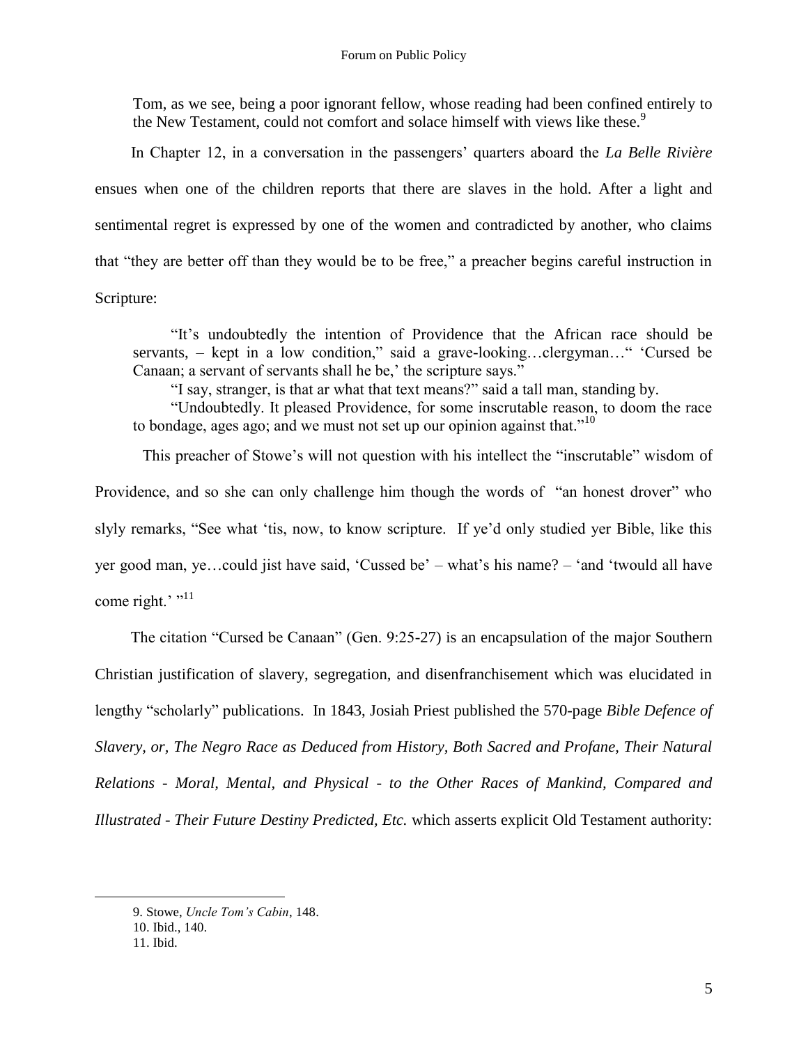Tom, as we see, being a poor ignorant fellow, whose reading had been confined entirely to the New Testament, could not comfort and solace himself with views like these.[9]

In Chapter 12, in a conversation in the passengers' quarters aboard the *La Belle Rivière* ensues when one of the children reports that there are slaves in the hold. After a light and sentimental regret is expressed by one of the women and contradicted by another, who claims that "they are better off than they would be to be free," a preacher begins careful instruction in Scripture:

> "It's undoubtedly the intention of Providence that the African race should be servants, – kept in a low condition," said a grave-looking…clergyman…" 'Cursed be Canaan; a servant of servants shall he be,' the scripture says."
>
> "I say, stranger, is that ar what that text means?" said a tall man, standing by.
>
> "Undoubtedly. It pleased Providence, for some inscrutable reason, to doom the race to bondage, ages ago; and we must not set up our opinion against that."[10]

This preacher of Stowe's will not question with his intellect the "inscrutable" wisdom of Providence, and so she can only challenge him though the words of "an honest drover" who slyly remarks, "See what 'tis, now, to know scripture. If ye'd only studied yer Bible, like this yer good man, ye…could jist have said, 'Cussed be' – what's his name? – 'and 'twould all have come right.' "[11]

The citation "Cursed be Canaan" (Gen. 9:25-27) is an encapsulation of the major Southern Christian justification of slavery, segregation, and disenfranchisement which was elucidated in lengthy "scholarly" publications. In 1843, Josiah Priest published the 570-page *Bible Defence of Slavery, or, The Negro Race as Deduced from History, Both Sacred and Profane, Their Natural Relations - Moral, Mental, and Physical - to the Other Races of Mankind, Compared and Illustrated - Their Future Destiny Predicted, Etc.* which asserts explicit Old Testament authority:

---

9. Stowe, *Uncle Tom's Cabin*, 148.
10. Ibid., 140.
11. Ibid.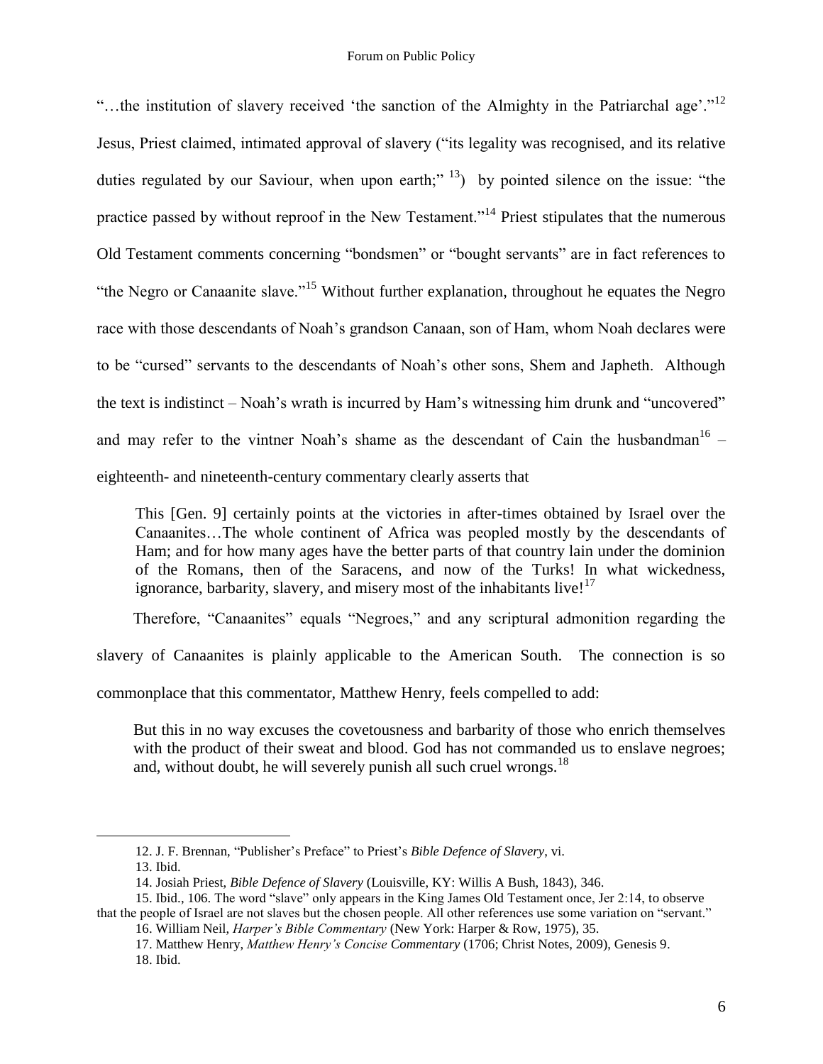"…the institution of slavery received 'the sanction of the Almighty in the Patriarchal age'."[12] Jesus, Priest claimed, intimated approval of slavery ("its legality was recognised, and its relative duties regulated by our Saviour, when upon earth;" [13]) by pointed silence on the issue: "the practice passed by without reproof in the New Testament."[14] Priest stipulates that the numerous Old Testament comments concerning "bondsmen" or "bought servants" are in fact references to "the Negro or Canaanite slave."[15] Without further explanation, throughout he equates the Negro race with those descendants of Noah's grandson Canaan, son of Ham, whom Noah declares were to be "cursed" servants to the descendants of Noah's other sons, Shem and Japheth. Although the text is indistinct – Noah's wrath is incurred by Ham's witnessing him drunk and "uncovered" and may refer to the vintner Noah's shame as the descendant of Cain the husbandman[16] – eighteenth- and nineteenth-century commentary clearly asserts that

> This [Gen. 9] certainly points at the victories in after-times obtained by Israel over the Canaanites…The whole continent of Africa was peopled mostly by the descendants of Ham; and for how many ages have the better parts of that country lain under the dominion of the Romans, then of the Saracens, and now of the Turks! In what wickedness, ignorance, barbarity, slavery, and misery most of the inhabitants live![17]

Therefore, "Canaanites" equals "Negroes," and any scriptural admonition regarding the slavery of Canaanites is plainly applicable to the American South. The connection is so commonplace that this commentator, Matthew Henry, feels compelled to add:

> But this in no way excuses the covetousness and barbarity of those who enrich themselves with the product of their sweat and blood. God has not commanded us to enslave negroes; and, without doubt, he will severely punish all such cruel wrongs.[18]

---

12. J. F. Brennan, "Publisher's Preface" to Priest's *Bible Defence of Slavery*, vi.
13. Ibid.
14. Josiah Priest, *Bible Defence of Slavery* (Louisville, KY: Willis A Bush, 1843), 346.
15. Ibid., 106. The word "slave" only appears in the King James Old Testament once, Jer 2:14, to observe that the people of Israel are not slaves but the chosen people. All other references use some variation on "servant."
16. William Neil, *Harper's Bible Commentary* (New York: Harper & Row, 1975), 35.
17. Matthew Henry, *Matthew Henry's Concise Commentary* (1706; Christ Notes, 2009), Genesis 9.
18. Ibid.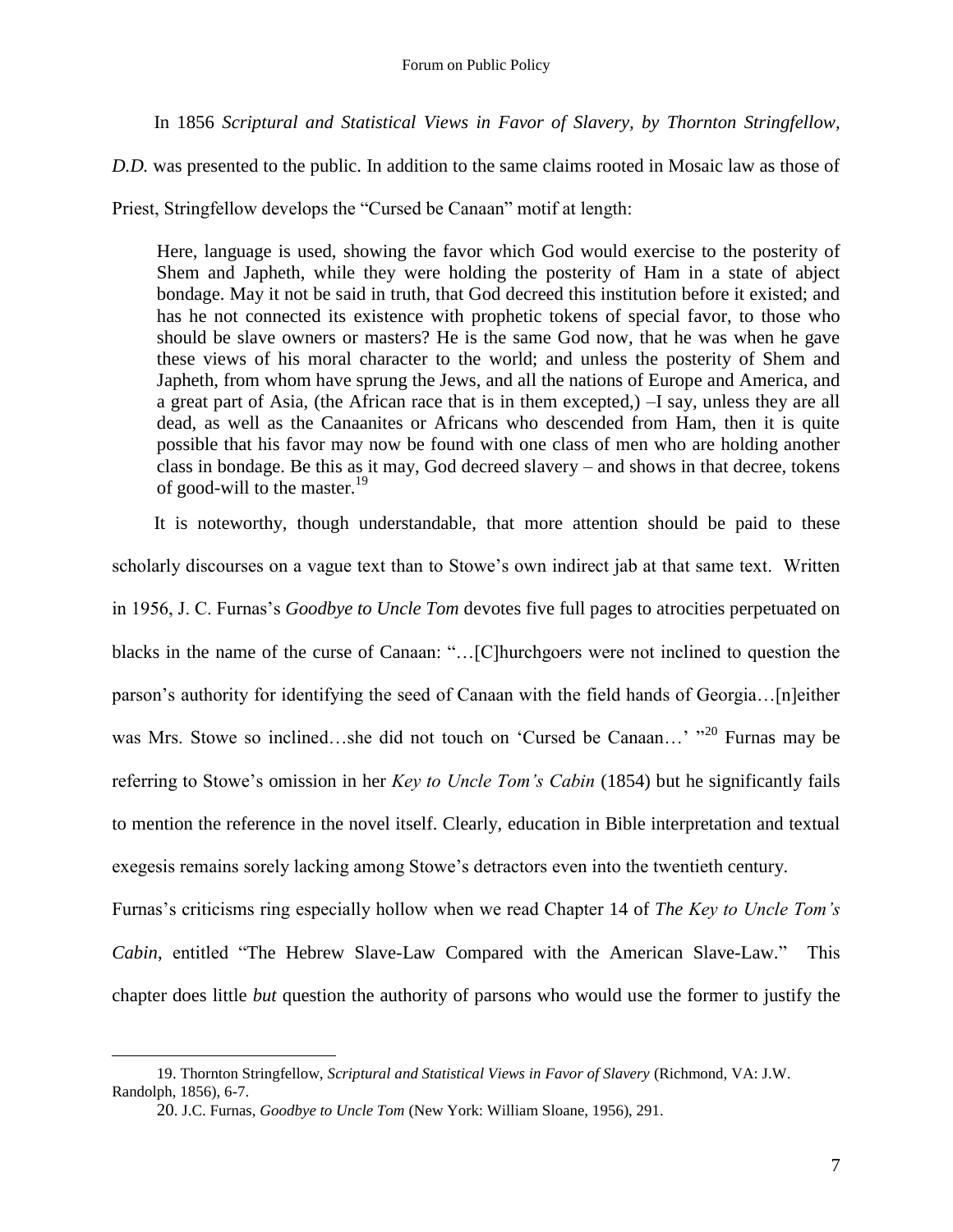In 1856 *Scriptural and Statistical Views in Favor of Slavery, by Thornton Stringfellow, D.D.* was presented to the public. In addition to the same claims rooted in Mosaic law as those of Priest, Stringfellow develops the "Cursed be Canaan" motif at length:

> Here, language is used, showing the favor which God would exercise to the posterity of Shem and Japheth, while they were holding the posterity of Ham in a state of abject bondage. May it not be said in truth, that God decreed this institution before it existed; and has he not connected its existence with prophetic tokens of special favor, to those who should be slave owners or masters? He is the same God now, that he was when he gave these views of his moral character to the world; and unless the posterity of Shem and Japheth, from whom have sprung the Jews, and all the nations of Europe and America, and a great part of Asia, (the African race that is in them excepted,) –I say, unless they are all dead, as well as the Canaanites or Africans who descended from Ham, then it is quite possible that his favor may now be found with one class of men who are holding another class in bondage. Be this as it may, God decreed slavery – and shows in that decree, tokens of good-will to the master.[19]

It is noteworthy, though understandable, that more attention should be paid to these scholarly discourses on a vague text than to Stowe's own indirect jab at that same text. Written in 1956, J. C. Furnas's *Goodbye to Uncle Tom* devotes five full pages to atrocities perpetuated on blacks in the name of the curse of Canaan: "…[C]hurchgoers were not inclined to question the parson's authority for identifying the seed of Canaan with the field hands of Georgia…[n]either was Mrs. Stowe so inclined…she did not touch on 'Cursed be Canaan…' "[20] Furnas may be referring to Stowe's omission in her *Key to Uncle Tom's Cabin* (1854) but he significantly fails to mention the reference in the novel itself. Clearly, education in Bible interpretation and textual exegesis remains sorely lacking among Stowe's detractors even into the twentieth century.

Furnas's criticisms ring especially hollow when we read Chapter 14 of *The Key to Uncle Tom's Cabin*, entitled "The Hebrew Slave-Law Compared with the American Slave-Law." This chapter does little *but* question the authority of parsons who would use the former to justify the

---

19. Thornton Stringfellow, *Scriptural and Statistical Views in Favor of Slavery* (Richmond, VA: J.W. Randolph, 1856), 6-7.

20. J.C. Furnas, *Goodbye to Uncle Tom* (New York: William Sloane, 1956), 291.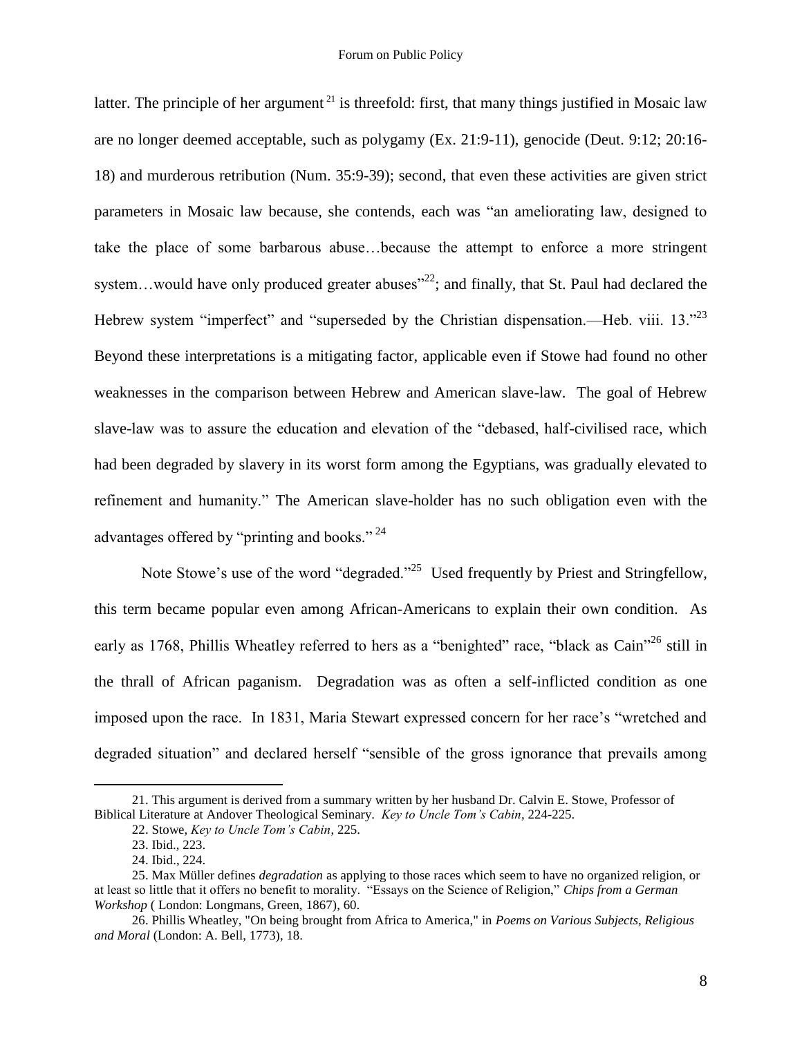latter. The principle of her argument [21] is threefold: first, that many things justified in Mosaic law are no longer deemed acceptable, such as polygamy (Ex. 21:9-11), genocide (Deut. 9:12; 20:16-18) and murderous retribution (Num. 35:9-39); second, that even these activities are given strict parameters in Mosaic law because, she contends, each was "an ameliorating law, designed to take the place of some barbarous abuse…because the attempt to enforce a more stringent system…would have only produced greater abuses"[22]; and finally, that St. Paul had declared the Hebrew system "imperfect" and "superseded by the Christian dispensation.—Heb. viii. 13."[23] Beyond these interpretations is a mitigating factor, applicable even if Stowe had found no other weaknesses in the comparison between Hebrew and American slave-law. The goal of Hebrew slave-law was to assure the education and elevation of the "debased, half-civilised race, which had been degraded by slavery in its worst form among the Egyptians, was gradually elevated to refinement and humanity." The American slave-holder has no such obligation even with the advantages offered by "printing and books." [24]

Note Stowe's use of the word "degraded."[25] Used frequently by Priest and Stringfellow, this term became popular even among African-Americans to explain their own condition. As early as 1768, Phillis Wheatley referred to hers as a "benighted" race, "black as Cain"[26] still in the thrall of African paganism. Degradation was as often a self-inflicted condition as one imposed upon the race. In 1831, Maria Stewart expressed concern for her race's "wretched and degraded situation" and declared herself "sensible of the gross ignorance that prevails among

---

21. This argument is derived from a summary written by her husband Dr. Calvin E. Stowe, Professor of Biblical Literature at Andover Theological Seminary. *Key to Uncle Tom's Cabin*, 224-225.

22. Stowe, *Key to Uncle Tom's Cabin*, 225.

23. Ibid., 223.

24. Ibid., 224.

25. Max Müller defines *degradation* as applying to those races which seem to have no organized religion, or at least so little that it offers no benefit to morality. "Essays on the Science of Religion," *Chips from a German Workshop* ( London: Longmans, Green, 1867), 60.

26. Phillis Wheatley, "On being brought from Africa to America," in *Poems on Various Subjects, Religious and Moral* (London: A. Bell, 1773), 18.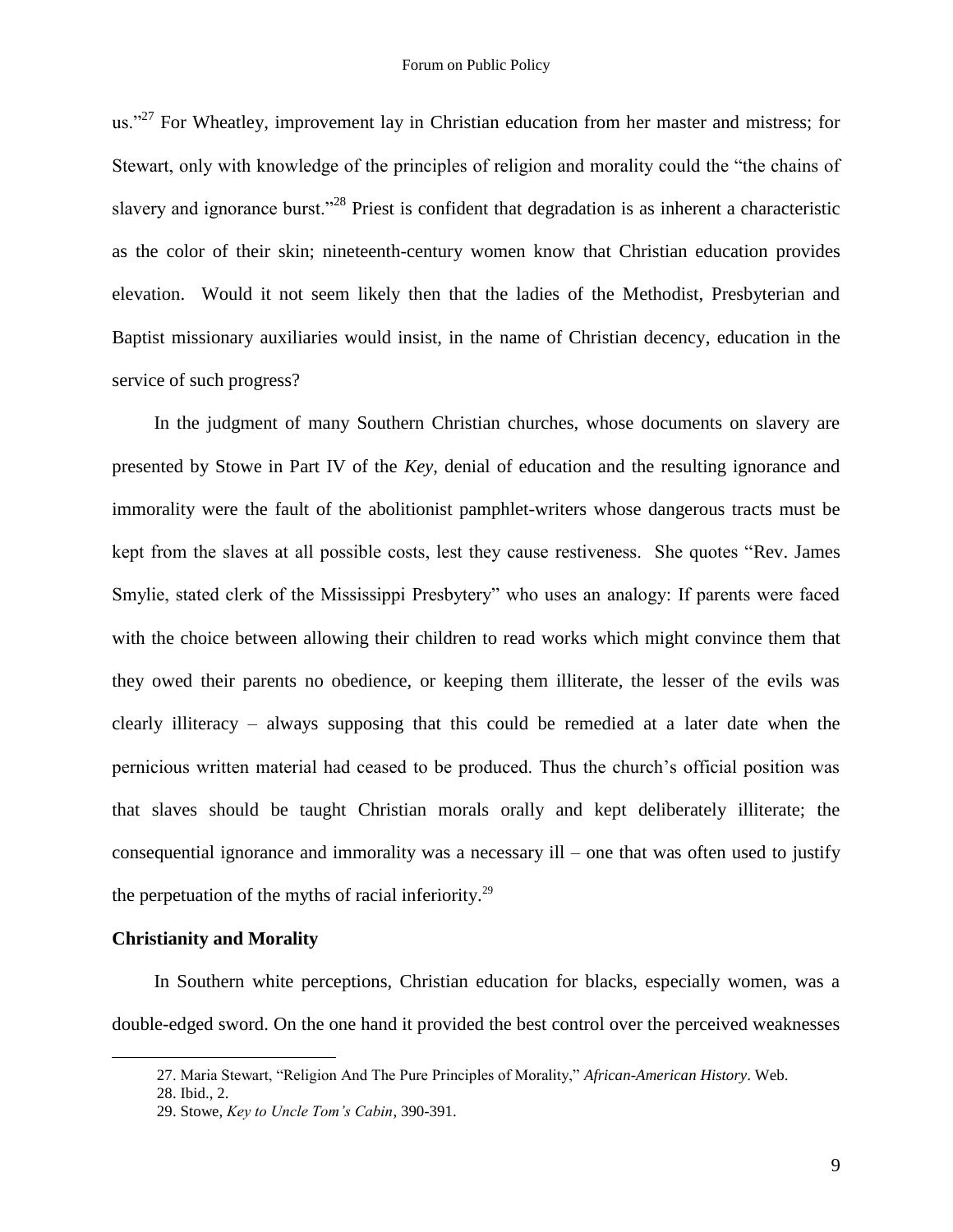us."[27] For Wheatley, improvement lay in Christian education from her master and mistress; for Stewart, only with knowledge of the principles of religion and morality could the "the chains of slavery and ignorance burst."[28] Priest is confident that degradation is as inherent a characteristic as the color of their skin; nineteenth-century women know that Christian education provides elevation. Would it not seem likely then that the ladies of the Methodist, Presbyterian and Baptist missionary auxiliaries would insist, in the name of Christian decency, education in the service of such progress?

In the judgment of many Southern Christian churches, whose documents on slavery are presented by Stowe in Part IV of the *Key*, denial of education and the resulting ignorance and immorality were the fault of the abolitionist pamphlet-writers whose dangerous tracts must be kept from the slaves at all possible costs, lest they cause restiveness. She quotes "Rev. James Smylie, stated clerk of the Mississippi Presbytery" who uses an analogy: If parents were faced with the choice between allowing their children to read works which might convince them that they owed their parents no obedience, or keeping them illiterate, the lesser of the evils was clearly illiteracy – always supposing that this could be remedied at a later date when the pernicious written material had ceased to be produced. Thus the church's official position was that slaves should be taught Christian morals orally and kept deliberately illiterate; the consequential ignorance and immorality was a necessary ill – one that was often used to justify the perpetuation of the myths of racial inferiority.[29]

**Christianity and Morality**

In Southern white perceptions, Christian education for blacks, especially women, was a double-edged sword. On the one hand it provided the best control over the perceived weaknesses

27. Maria Stewart, "Religion And The Pure Principles of Morality," *African-American History*. Web.
28. Ibid., 2.
29. Stowe, *Key to Uncle Tom's Cabin*, 390-391.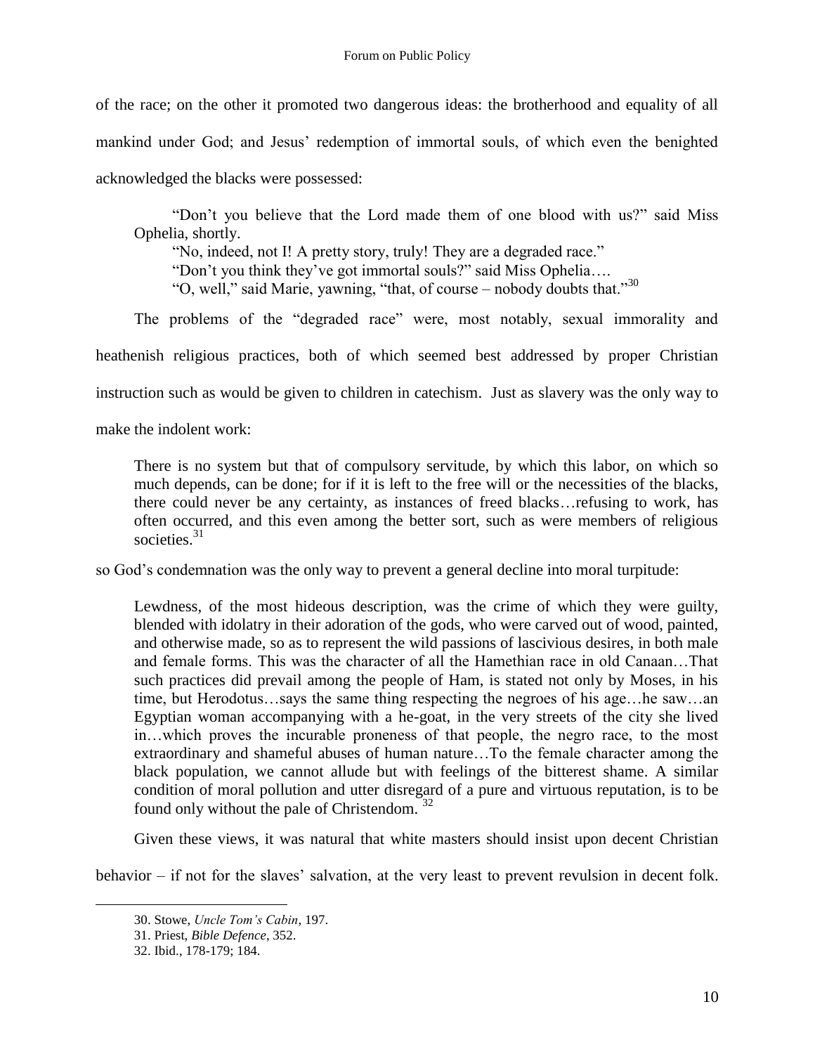of the race; on the other it promoted two dangerous ideas: the brotherhood and equality of all mankind under God; and Jesus' redemption of immortal souls, of which even the benighted acknowledged the blacks were possessed:

> "Don't you believe that the Lord made them of one blood with us?" said Miss Ophelia, shortly.
>
> "No, indeed, not I! A pretty story, truly! They are a degraded race."
>
> "Don't you think they've got immortal souls?" said Miss Ophelia….
>
> "O, well," said Marie, yawning, "that, of course – nobody doubts that."[30]

The problems of the "degraded race" were, most notably, sexual immorality and heathenish religious practices, both of which seemed best addressed by proper Christian instruction such as would be given to children in catechism. Just as slavery was the only way to make the indolent work:

> There is no system but that of compulsory servitude, by which this labor, on which so much depends, can be done; for if it is left to the free will or the necessities of the blacks, there could never be any certainty, as instances of freed blacks…refusing to work, has often occurred, and this even among the better sort, such as were members of religious societies.[31]

so God's condemnation was the only way to prevent a general decline into moral turpitude:

> Lewdness, of the most hideous description, was the crime of which they were guilty, blended with idolatry in their adoration of the gods, who were carved out of wood, painted, and otherwise made, so as to represent the wild passions of lascivious desires, in both male and female forms. This was the character of all the Hamethian race in old Canaan…That such practices did prevail among the people of Ham, is stated not only by Moses, in his time, but Herodotus…says the same thing respecting the negroes of his age…he saw…an Egyptian woman accompanying with a he-goat, in the very streets of the city she lived in…which proves the incurable proneness of that people, the negro race, to the most extraordinary and shameful abuses of human nature…To the female character among the black population, we cannot allude but with feelings of the bitterest shame. A similar condition of moral pollution and utter disregard of a pure and virtuous reputation, is to be found only without the pale of Christendom.[32]

Given these views, it was natural that white masters should insist upon decent Christian behavior – if not for the slaves' salvation, at the very least to prevent revulsion in decent folk.

---

30. Stowe, *Uncle Tom's Cabin*, 197.
31. Priest, *Bible Defence*, 352.
32. Ibid., 178-179; 184.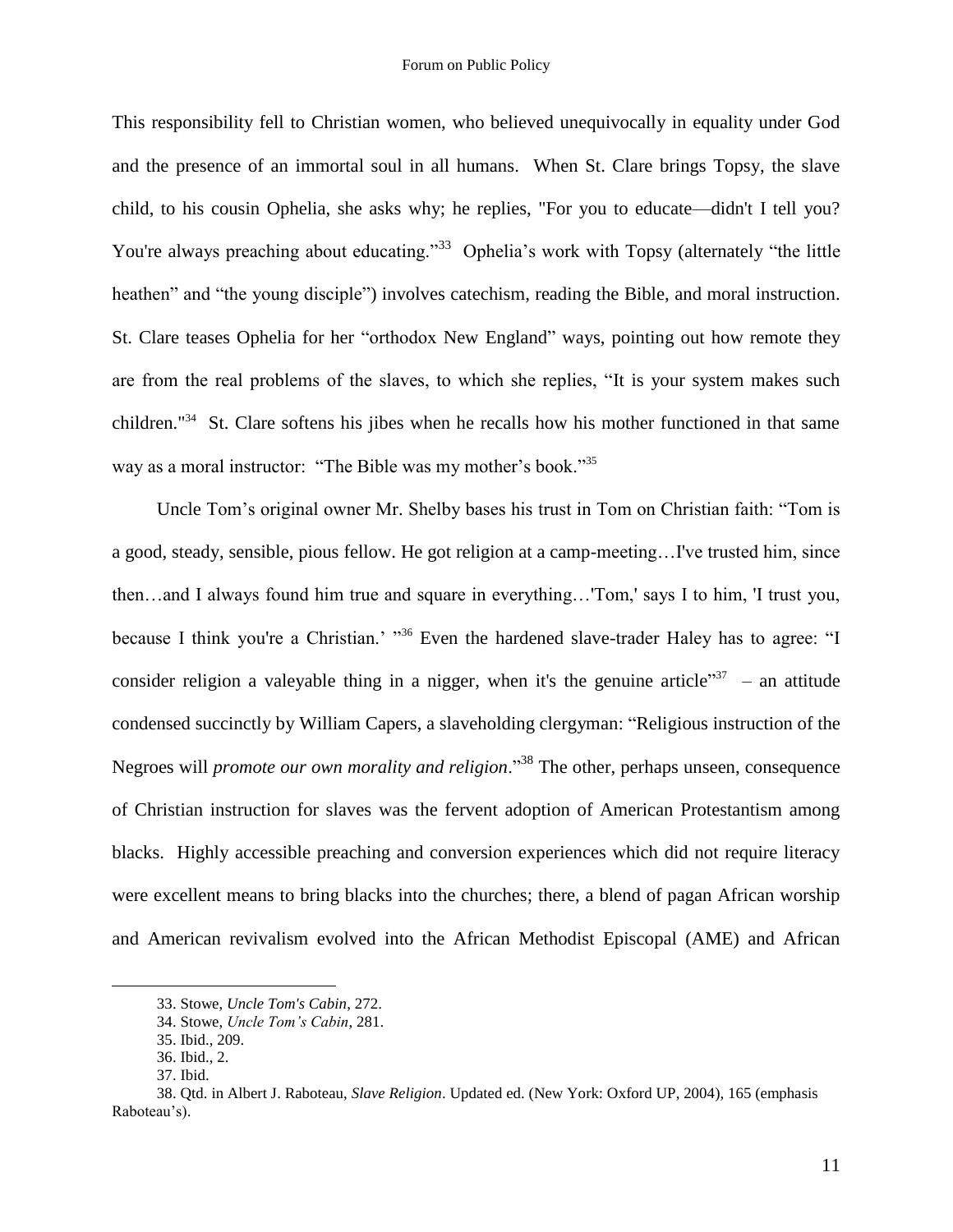This responsibility fell to Christian women, who believed unequivocally in equality under God and the presence of an immortal soul in all humans. When St. Clare brings Topsy, the slave child, to his cousin Ophelia, she asks why; he replies, "For you to educate—didn't I tell you? You're always preaching about educating."[33] Ophelia's work with Topsy (alternately "the little heathen" and "the young disciple") involves catechism, reading the Bible, and moral instruction. St. Clare teases Ophelia for her "orthodox New England" ways, pointing out how remote they are from the real problems of the slaves, to which she replies, "It is your system makes such children."[34] St. Clare softens his jibes when he recalls how his mother functioned in that same way as a moral instructor: "The Bible was my mother's book."[35]

Uncle Tom's original owner Mr. Shelby bases his trust in Tom on Christian faith: "Tom is a good, steady, sensible, pious fellow. He got religion at a camp-meeting…I've trusted him, since then…and I always found him true and square in everything…'Tom,' says I to him, 'I trust you, because I think you're a Christian.' "[36] Even the hardened slave-trader Haley has to agree: "I consider religion a valeyable thing in a nigger, when it's the genuine article"[37] – an attitude condensed succinctly by William Capers, a slaveholding clergyman: "Religious instruction of the Negroes will *promote our own morality and religion*."[38] The other, perhaps unseen, consequence of Christian instruction for slaves was the fervent adoption of American Protestantism among blacks. Highly accessible preaching and conversion experiences which did not require literacy were excellent means to bring blacks into the churches; there, a blend of pagan African worship and American revivalism evolved into the African Methodist Episcopal (AME) and African

---

33. Stowe, *Uncle Tom's Cabin*, 272.
34. Stowe, *Uncle Tom's Cabin*, 281.
35. Ibid., 209.
36. Ibid., 2.
37. Ibid.
38. Qtd. in Albert J. Raboteau, *Slave Religion*. Updated ed. (New York: Oxford UP, 2004), 165 (emphasis Raboteau's).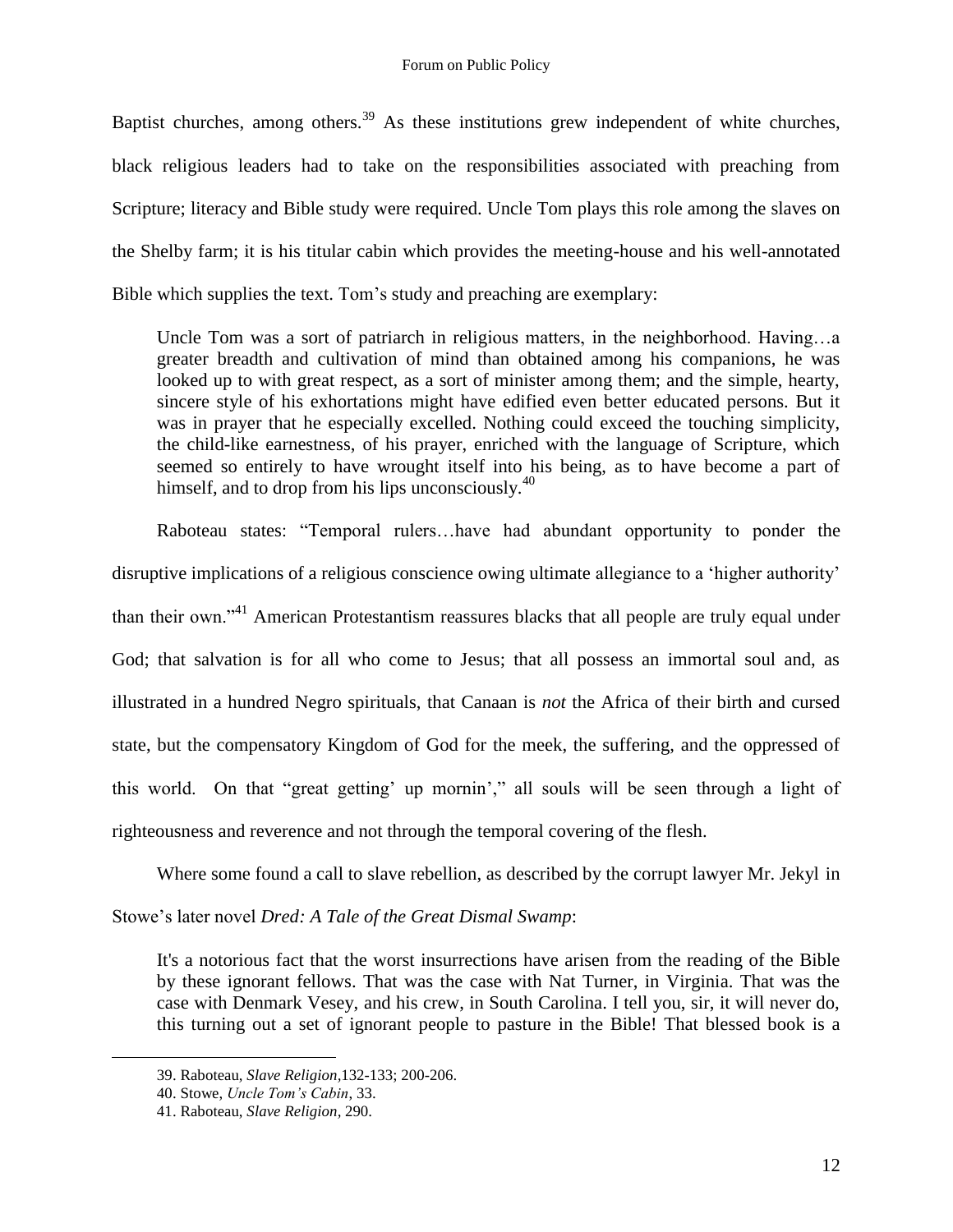Baptist churches, among others.[39] As these institutions grew independent of white churches, black religious leaders had to take on the responsibilities associated with preaching from Scripture; literacy and Bible study were required. Uncle Tom plays this role among the slaves on the Shelby farm; it is his titular cabin which provides the meeting-house and his well-annotated Bible which supplies the text. Tom's study and preaching are exemplary:

> Uncle Tom was a sort of patriarch in religious matters, in the neighborhood. Having…a greater breadth and cultivation of mind than obtained among his companions, he was looked up to with great respect, as a sort of minister among them; and the simple, hearty, sincere style of his exhortations might have edified even better educated persons. But it was in prayer that he especially excelled. Nothing could exceed the touching simplicity, the child-like earnestness, of his prayer, enriched with the language of Scripture, which seemed so entirely to have wrought itself into his being, as to have become a part of himself, and to drop from his lips unconsciously.[40]

Raboteau states: "Temporal rulers…have had abundant opportunity to ponder the disruptive implications of a religious conscience owing ultimate allegiance to a 'higher authority' than their own."[41] American Protestantism reassures blacks that all people are truly equal under God; that salvation is for all who come to Jesus; that all possess an immortal soul and, as illustrated in a hundred Negro spirituals, that Canaan is *not* the Africa of their birth and cursed state, but the compensatory Kingdom of God for the meek, the suffering, and the oppressed of this world. On that "great getting' up mornin'," all souls will be seen through a light of righteousness and reverence and not through the temporal covering of the flesh.

Where some found a call to slave rebellion, as described by the corrupt lawyer Mr. Jekyl in Stowe's later novel *Dred: A Tale of the Great Dismal Swamp*:

> It's a notorious fact that the worst insurrections have arisen from the reading of the Bible by these ignorant fellows. That was the case with Nat Turner, in Virginia. That was the case with Denmark Vesey, and his crew, in South Carolina. I tell you, sir, it will never do, this turning out a set of ignorant people to pasture in the Bible! That blessed book is a

---

39. Raboteau, *Slave Religion*,132-133; 200-206.

40. Stowe, *Uncle Tom's Cabin*, 33.

41. Raboteau, *Slave Religion*, 290.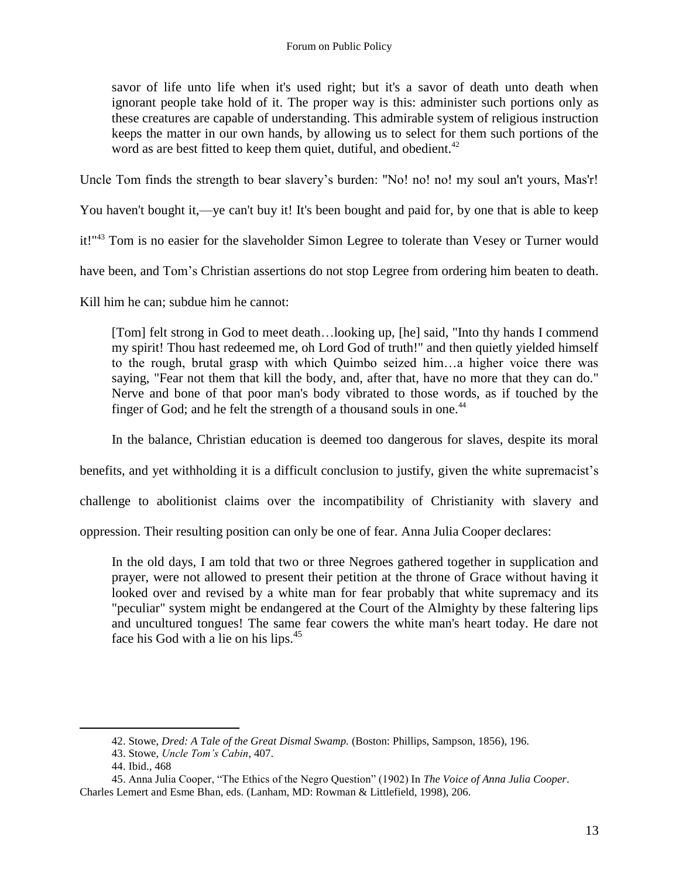> savor of life unto life when it's used right; but it's a savor of death unto death when ignorant people take hold of it. The proper way is this: administer such portions only as these creatures are capable of understanding. This admirable system of religious instruction keeps the matter in our own hands, by allowing us to select for them such portions of the word as are best fitted to keep them quiet, dutiful, and obedient.[42]

Uncle Tom finds the strength to bear slavery's burden: "No! no! no! my soul an't yours, Mas'r! You haven't bought it,—ye can't buy it! It's been bought and paid for, by one that is able to keep it!"[43] Tom is no easier for the slaveholder Simon Legree to tolerate than Vesey or Turner would have been, and Tom's Christian assertions do not stop Legree from ordering him beaten to death. Kill him he can; subdue him he cannot:

> [Tom] felt strong in God to meet death…looking up, [he] said, "Into thy hands I commend my spirit! Thou hast redeemed me, oh Lord God of truth!" and then quietly yielded himself to the rough, brutal grasp with which Quimbo seized him…a higher voice there was saying, "Fear not them that kill the body, and, after that, have no more that they can do." Nerve and bone of that poor man's body vibrated to those words, as if touched by the finger of God; and he felt the strength of a thousand souls in one.[44]

In the balance, Christian education is deemed too dangerous for slaves, despite its moral benefits, and yet withholding it is a difficult conclusion to justify, given the white supremacist's challenge to abolitionist claims over the incompatibility of Christianity with slavery and oppression. Their resulting position can only be one of fear. Anna Julia Cooper declares:

> In the old days, I am told that two or three Negroes gathered together in supplication and prayer, were not allowed to present their petition at the throne of Grace without having it looked over and revised by a white man for fear probably that white supremacy and its "peculiar" system might be endangered at the Court of the Almighty by these faltering lips and uncultured tongues! The same fear cowers the white man's heart today. He dare not face his God with a lie on his lips.[45]

---

42. Stowe, *Dred: A Tale of the Great Dismal Swamp.* (Boston: Phillips, Sampson, 1856), 196.

43. Stowe, *Uncle Tom's Cabin*, 407.

44. Ibid., 468

45. Anna Julia Cooper, "The Ethics of the Negro Question" (1902) In *The Voice of Anna Julia Cooper*. Charles Lemert and Esme Bhan, eds. (Lanham, MD: Rowman & Littlefield, 1998), 206.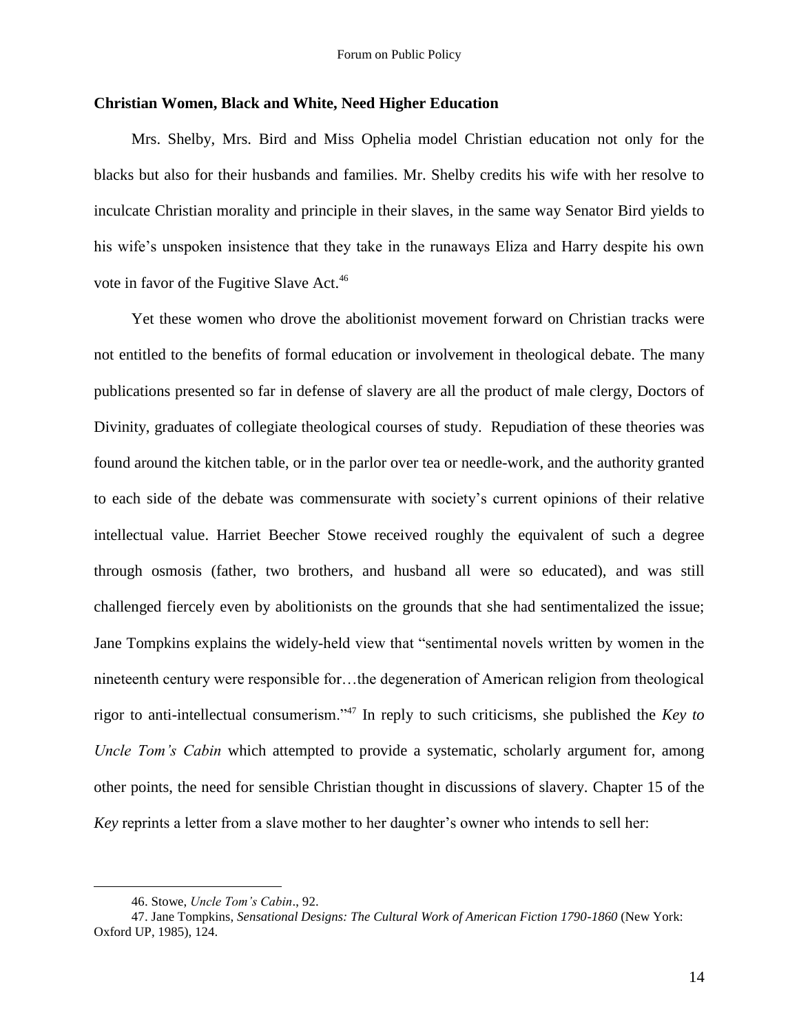### Christian Women, Black and White, Need Higher Education

Mrs. Shelby, Mrs. Bird and Miss Ophelia model Christian education not only for the blacks but also for their husbands and families. Mr. Shelby credits his wife with her resolve to inculcate Christian morality and principle in their slaves, in the same way Senator Bird yields to his wife's unspoken insistence that they take in the runaways Eliza and Harry despite his own vote in favor of the Fugitive Slave Act.[46]

Yet these women who drove the abolitionist movement forward on Christian tracks were not entitled to the benefits of formal education or involvement in theological debate. The many publications presented so far in defense of slavery are all the product of male clergy, Doctors of Divinity, graduates of collegiate theological courses of study. Repudiation of these theories was found around the kitchen table, or in the parlor over tea or needle-work, and the authority granted to each side of the debate was commensurate with society's current opinions of their relative intellectual value. Harriet Beecher Stowe received roughly the equivalent of such a degree through osmosis (father, two brothers, and husband all were so educated), and was still challenged fiercely even by abolitionists on the grounds that she had sentimentalized the issue; Jane Tompkins explains the widely-held view that "sentimental novels written by women in the nineteenth century were responsible for…the degeneration of American religion from theological rigor to anti-intellectual consumerism."[47] In reply to such criticisms, she published the *Key to Uncle Tom's Cabin* which attempted to provide a systematic, scholarly argument for, among other points, the need for sensible Christian thought in discussions of slavery. Chapter 15 of the *Key* reprints a letter from a slave mother to her daughter's owner who intends to sell her:

---

46. Stowe, *Uncle Tom's Cabin*., 92.

47. Jane Tompkins, *Sensational Designs: The Cultural Work of American Fiction 1790-1860* (New York: Oxford UP, 1985), 124.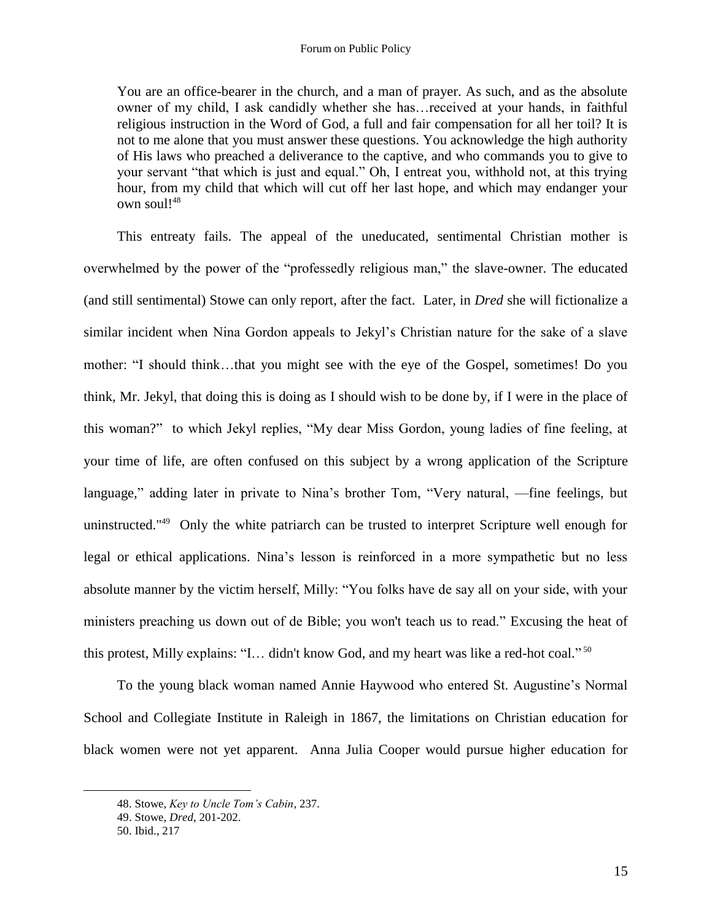> You are an office-bearer in the church, and a man of prayer. As such, and as the absolute owner of my child, I ask candidly whether she has…received at your hands, in faithful religious instruction in the Word of God, a full and fair compensation for all her toil? It is not to me alone that you must answer these questions. You acknowledge the high authority of His laws who preached a deliverance to the captive, and who commands you to give to your servant "that which is just and equal." Oh, I entreat you, withhold not, at this trying hour, from my child that which will cut off her last hope, and which may endanger your own soul![48]

This entreaty fails. The appeal of the uneducated, sentimental Christian mother is overwhelmed by the power of the "professedly religious man," the slave-owner. The educated (and still sentimental) Stowe can only report, after the fact. Later, in *Dred* she will fictionalize a similar incident when Nina Gordon appeals to Jekyl's Christian nature for the sake of a slave mother: "I should think…that you might see with the eye of the Gospel, sometimes! Do you think, Mr. Jekyl, that doing this is doing as I should wish to be done by, if I were in the place of this woman?" to which Jekyl replies, "My dear Miss Gordon, young ladies of fine feeling, at your time of life, are often confused on this subject by a wrong application of the Scripture language," adding later in private to Nina's brother Tom, "Very natural, —fine feelings, but uninstructed."[49] Only the white patriarch can be trusted to interpret Scripture well enough for legal or ethical applications. Nina's lesson is reinforced in a more sympathetic but no less absolute manner by the victim herself, Milly: "You folks have de say all on your side, with your ministers preaching us down out of de Bible; you won't teach us to read." Excusing the heat of this protest, Milly explains: "I… didn't know God, and my heart was like a red-hot coal."[50]

To the young black woman named Annie Haywood who entered St. Augustine's Normal School and Collegiate Institute in Raleigh in 1867, the limitations on Christian education for black women were not yet apparent. Anna Julia Cooper would pursue higher education for

---

48. Stowe, *Key to Uncle Tom's Cabin*, 237.

49. Stowe, *Dred*, 201-202.

50. Ibid., 217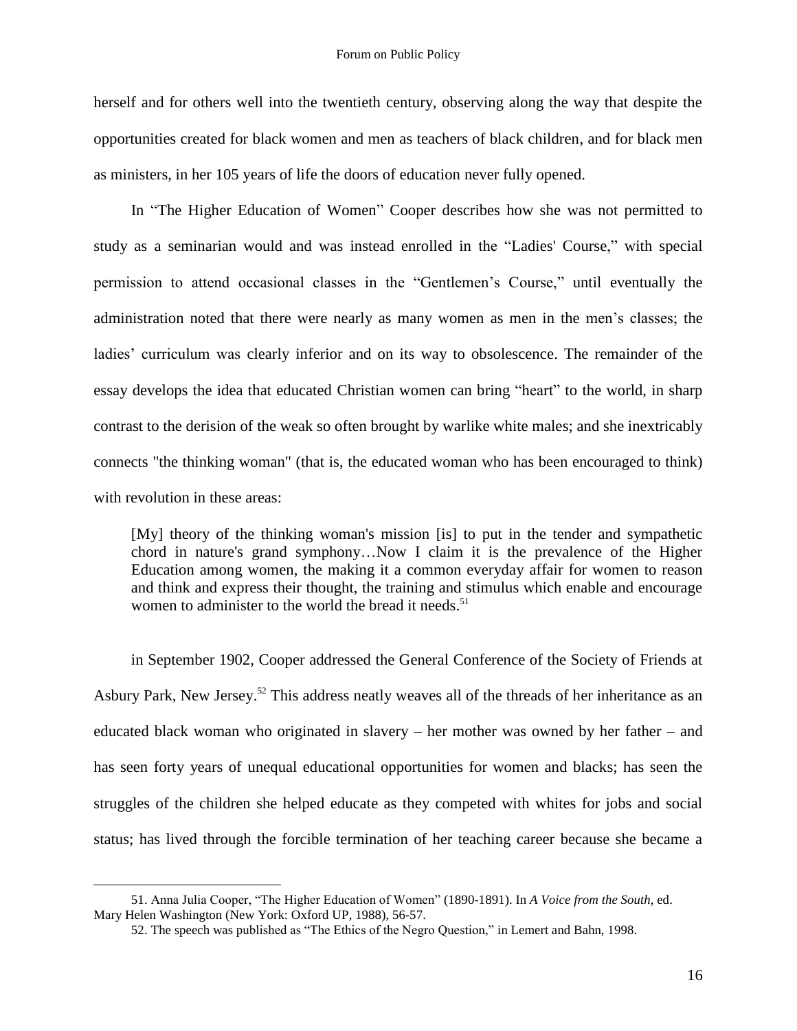herself and for others well into the twentieth century, observing along the way that despite the opportunities created for black women and men as teachers of black children, and for black men as ministers, in her 105 years of life the doors of education never fully opened.

In "The Higher Education of Women" Cooper describes how she was not permitted to study as a seminarian would and was instead enrolled in the "Ladies' Course," with special permission to attend occasional classes in the "Gentlemen's Course," until eventually the administration noted that there were nearly as many women as men in the men's classes; the ladies' curriculum was clearly inferior and on its way to obsolescence. The remainder of the essay develops the idea that educated Christian women can bring "heart" to the world, in sharp contrast to the derision of the weak so often brought by warlike white males; and she inextricably connects "the thinking woman" (that is, the educated woman who has been encouraged to think) with revolution in these areas:

> [My] theory of the thinking woman's mission [is] to put in the tender and sympathetic chord in nature's grand symphony…Now I claim it is the prevalence of the Higher Education among women, the making it a common everyday affair for women to reason and think and express their thought, the training and stimulus which enable and encourage women to administer to the world the bread it needs.[51]

in September 1902, Cooper addressed the General Conference of the Society of Friends at Asbury Park, New Jersey.[52] This address neatly weaves all of the threads of her inheritance as an educated black woman who originated in slavery – her mother was owned by her father – and has seen forty years of unequal educational opportunities for women and blacks; has seen the struggles of the children she helped educate as they competed with whites for jobs and social status; has lived through the forcible termination of her teaching career because she became a

---

51. Anna Julia Cooper, "The Higher Education of Women" (1890-1891). In *A Voice from the South,* ed. Mary Helen Washington (New York: Oxford UP, 1988), 56-57.

52. The speech was published as "The Ethics of the Negro Question," in Lemert and Bahn, 1998.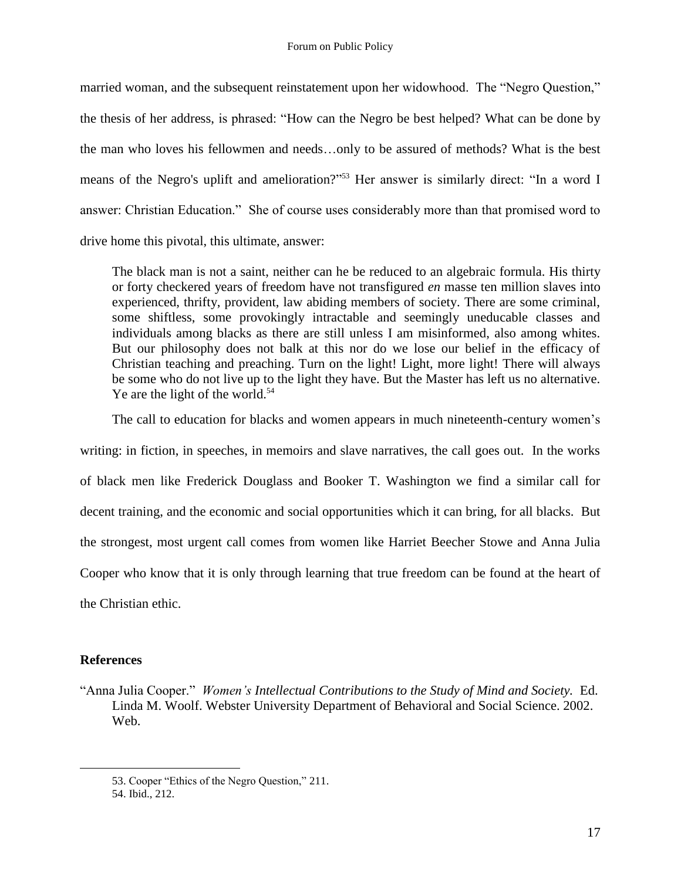married woman, and the subsequent reinstatement upon her widowhood. The "Negro Question," the thesis of her address, is phrased: "How can the Negro be best helped? What can be done by the man who loves his fellowmen and needs…only to be assured of methods? What is the best means of the Negro's uplift and amelioration?"[53] Her answer is similarly direct: "In a word I answer: Christian Education." She of course uses considerably more than that promised word to drive home this pivotal, this ultimate, answer:

> The black man is not a saint, neither can he be reduced to an algebraic formula. His thirty or forty checkered years of freedom have not transfigured *en* masse ten million slaves into experienced, thrifty, provident, law abiding members of society. There are some criminal, some shiftless, some provokingly intractable and seemingly uneducable classes and individuals among blacks as there are still unless I am misinformed, also among whites. But our philosophy does not balk at this nor do we lose our belief in the efficacy of Christian teaching and preaching. Turn on the light! Light, more light! There will always be some who do not live up to the light they have. But the Master has left us no alternative. Ye are the light of the world.[54]

The call to education for blacks and women appears in much nineteenth-century women's writing: in fiction, in speeches, in memoirs and slave narratives, the call goes out. In the works of black men like Frederick Douglass and Booker T. Washington we find a similar call for decent training, and the economic and social opportunities which it can bring, for all blacks. But the strongest, most urgent call comes from women like Harriet Beecher Stowe and Anna Julia Cooper who know that it is only through learning that true freedom can be found at the heart of the Christian ethic.

## References

"Anna Julia Cooper." *Women's Intellectual Contributions to the Study of Mind and Society.* Ed. Linda M. Woolf. Webster University Department of Behavioral and Social Science. 2002. Web.

---

53. Cooper "Ethics of the Negro Question," 211.
54. Ibid., 212.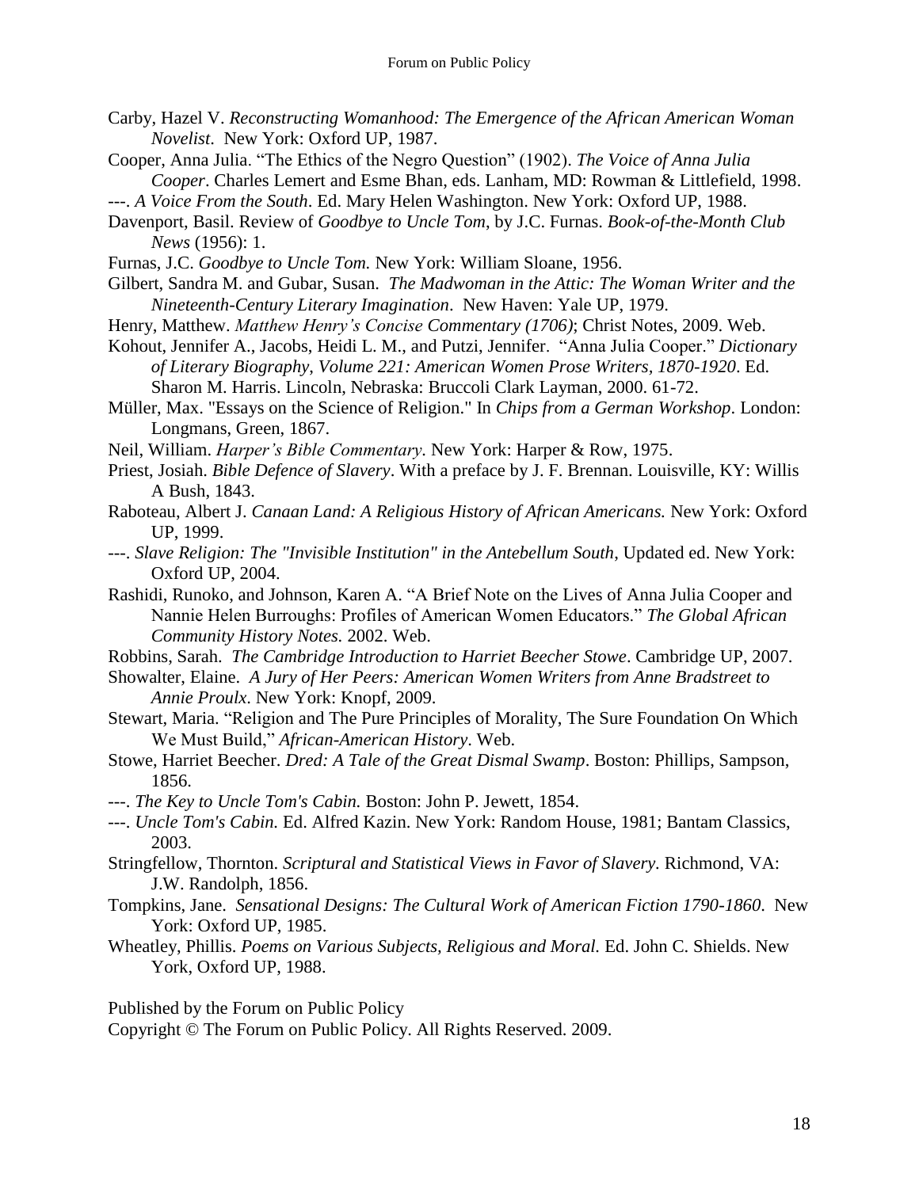Carby, Hazel V. *Reconstructing Womanhood: The Emergence of the African American Woman Novelist*. New York: Oxford UP, 1987.

Cooper, Anna Julia. "The Ethics of the Negro Question" (1902). *The Voice of Anna Julia Cooper*. Charles Lemert and Esme Bhan, eds. Lanham, MD: Rowman & Littlefield, 1998.

---. *A Voice From the South*. Ed. Mary Helen Washington. New York: Oxford UP, 1988.

Davenport, Basil. Review of *Goodbye to Uncle Tom*, by J.C. Furnas. *Book-of-the-Month Club News* (1956): 1.

Furnas, J.C. *Goodbye to Uncle Tom.* New York: William Sloane, 1956.

Gilbert, Sandra M. and Gubar, Susan. *The Madwoman in the Attic: The Woman Writer and the Nineteenth-Century Literary Imagination*. New Haven: Yale UP, 1979.

Henry, Matthew. *Matthew Henry's Concise Commentary (1706)*; Christ Notes, 2009. Web.

Kohout, Jennifer A., Jacobs, Heidi L. M., and Putzi, Jennifer. "Anna Julia Cooper." *Dictionary of Literary Biography*, *Volume 221: American Women Prose Writers*, *1870-1920*. Ed. Sharon M. Harris. Lincoln, Nebraska: Bruccoli Clark Layman, 2000. 61-72.

Müller, Max. "Essays on the Science of Religion." In *Chips from a German Workshop*. London: Longmans, Green, 1867.

Neil, William. *Harper's Bible Commentary.* New York: Harper & Row, 1975.

Priest, Josiah. *Bible Defence of Slavery*. With a preface by J. F. Brennan. Louisville, KY: Willis A Bush, 1843.

Raboteau, Albert J. *Canaan Land: A Religious History of African Americans.* New York: Oxford UP, 1999.

---. *Slave Religion: The "Invisible Institution" in the Antebellum South*, Updated ed. New York: Oxford UP, 2004.

Rashidi, Runoko, and Johnson, Karen A. "A Brief Note on the Lives of Anna Julia Cooper and Nannie Helen Burroughs: Profiles of American Women Educators." *The Global African Community History Notes.* 2002. Web.

Robbins, Sarah. *The Cambridge Introduction to Harriet Beecher Stowe*. Cambridge UP, 2007.

Showalter, Elaine. *A Jury of Her Peers: American Women Writers from Anne Bradstreet to Annie Proulx.* New York: Knopf, 2009.

Stewart, Maria. "Religion and The Pure Principles of Morality, The Sure Foundation On Which We Must Build," *African-American History*. Web.

Stowe, Harriet Beecher. *Dred: A Tale of the Great Dismal Swamp*. Boston: Phillips, Sampson, 1856.

---. *The Key to Uncle Tom's Cabin.* Boston: John P. Jewett, 1854.

---. *Uncle Tom's Cabin.* Ed. Alfred Kazin. New York: Random House, 1981; Bantam Classics, 2003.

Stringfellow, Thornton. *Scriptural and Statistical Views in Favor of Slavery.* Richmond, VA: J.W. Randolph, 1856.

Tompkins, Jane. *Sensational Designs: The Cultural Work of American Fiction 1790-1860*. New York: Oxford UP, 1985.

Wheatley, Phillis. *Poems on Various Subjects, Religious and Moral.* Ed. John C. Shields. New York, Oxford UP, 1988.

Published by the Forum on Public Policy

Copyright © The Forum on Public Policy. All Rights Reserved. 2009.